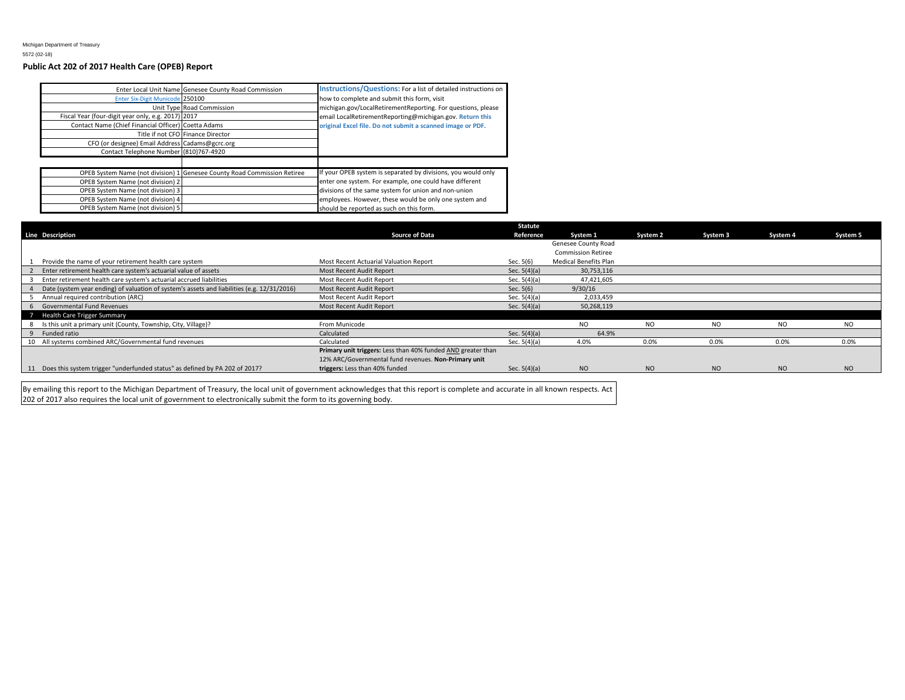Michigan Department of Treasury

5572 (02-18)

**Public Act 202 of 2017 Health Care (OPEB) Report**

| | |
|---|---|
| Enter Local Unit Name | Genesee County Road Commission |
| Enter Six-Digit Municode | 250100 |
| Unit Type | Road Commission |
| Fiscal Year (four-digit year only, e.g. 2017) | 2017 |
| Contact Name (Chief Financial Officer) | Coetta Adams |
| Title if not CFO | Finance Director |
| CFO (or designee) Email Address | Cadams@gcrc.org |
| Contact Telephone Number | (810)767-4920 |

**Instructions/Questions:** For a list of detailed instructions on how to complete and submit this form, visit michigan.gov/LocalRetirementReporting. For questions, please email LocalRetirementReporting@michigan.gov. **Return this original Excel file. Do not submit a scanned image or PDF.**

| | |
|---|---|
| OPEB System Name (not division) 1 | Genesee County Road Commission Retiree |
| OPEB System Name (not division) 2 | |
| OPEB System Name (not division) 3 | |
| OPEB System Name (not division) 4 | |
| OPEB System Name (not division) 5 | |

If your OPEB system is separated by divisions, you would only enter one system. For example, one could have different divisions of the same system for union and non-union employees. However, these would be only one system and should be reported as such on this form.

| Line | Description | Source of Data | Statute Reference | System 1 | System 2 | System 3 | System 4 | System 5 |
|---|---|---|---|---|---|---|---|---|
| 1 | Provide the name of your retirement health care system | Most Recent Actuarial Valuation Report | Sec. 5(6) | Genesee County Road Commission Retiree Medical Benefits Plan | | | | |
| 2 | Enter retirement health care system's actuarial value of assets | Most Recent Audit Report | Sec. 5(4)(a) | 30,753,116 | | | | |
| 3 | Enter retirement health care system's actuarial accrued liabilities | Most Recent Audit Report | Sec. 5(4)(a) | 47,421,605 | | | | |
| 4 | Date (system year ending) of valuation of system's assets and liabilities (e.g. 12/31/2016) | Most Recent Audit Report | Sec. 5(6) | 9/30/16 | | | | |
| 5 | Annual required contribution (ARC) | Most Recent Audit Report | Sec. 5(4)(a) | 2,033,459 | | | | |
| 6 | Governmental Fund Revenues | Most Recent Audit Report | Sec. 5(4)(a) | 50,268,119 | | | | |
| 7 | Health Care Trigger Summary | | | | | | | |
| 8 | Is this unit a primary unit (County, Township, City, Village)? | From Municode | | NO | NO | NO | NO | NO |
| 9 | Funded ratio | Calculated | Sec. 5(4)(a) | 64.9% | | | | |
| 10 | All systems combined ARC/Governmental fund revenues | Calculated | Sec. 5(4)(a) | 4.0% | 0.0% | 0.0% | 0.0% | 0.0% |
| 11 | Does this system trigger "underfunded status" as defined by PA 202 of 2017? | **Primary unit triggers:** Less than 40% funded AND greater than 12% ARC/Governmental fund revenues. **Non-Primary unit triggers:** Less than 40% funded | Sec. 5(4)(a) | NO | NO | NO | NO | NO |

By emailing this report to the Michigan Department of Treasury, the local unit of government acknowledges that this report is complete and accurate in all known respects. Act 202 of 2017 also requires the local unit of government to electronically submit the form to its governing body.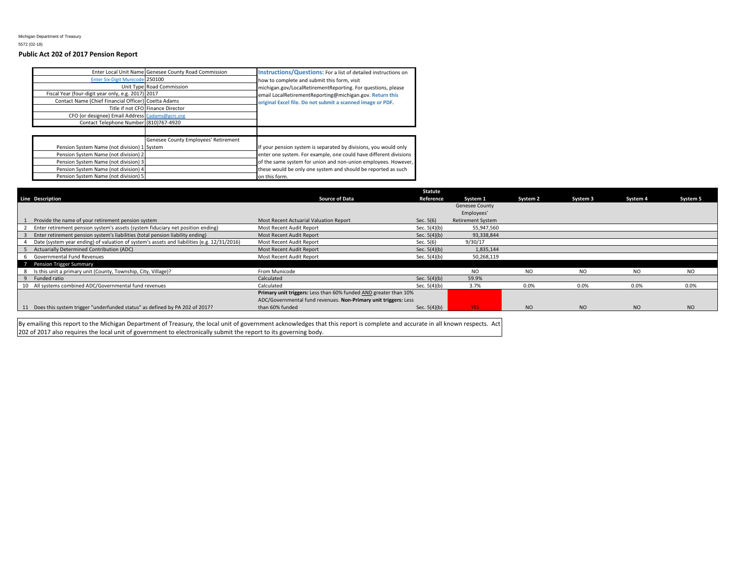Michigan Department of Treasury
5572 (02-18)

**Public Act 202 of 2017 Pension Report**

| | |
|---|---|
| Enter Local Unit Name | Genesee County Road Commission |
| Enter Six-Digit Municode | 250100 |
| Unit Type | Road Commission |
| Fiscal Year (four-digit year only, e.g. 2017) | 2017 |
| Contact Name (Chief Financial Officer) | Coetta Adams |
| Title if not CFO | Finance Director |
| CFO (or designee) Email Address | Cadams@gcrc.org |
| Contact Telephone Number | (810)767-4920 |

**Instructions/Questions:** For a list of detailed instructions on how to complete and submit this form, visit michigan.gov/LocalRetirementReporting. For questions, please email LocalRetirementReporting@michigan.gov. **Return this original Excel file. Do not submit a scanned image or PDF.**

| | |
|---|---|
| Pension System Name (not division) 1 | Genesee County Employees' Retirement System |
| Pension System Name (not division) 2 | |
| Pension System Name (not division) 3 | |
| Pension System Name (not division) 4 | |
| Pension System Name (not division) 5 | |

If your pension system is separated by divisions, you would only enter one system. For example, one could have different divisions of the same system for union and non-union employees. However, these would be only one system and should be reported as such on this form.

| Line | Description | Source of Data | Statute Reference | System 1 | System 2 | System 3 | System 4 | System 5 |
|---|---|---|---|---|---|---|---|---|
| 1 | Provide the name of your retirement pension system | Most Recent Actuarial Valuation Report | Sec. 5(6) | Genesee County Employees' Retirement System | | | | |
| 2 | Enter retirement pension system's assets (system fiduciary net position ending) | Most Recent Audit Report | Sec. 5(4)(b) | 55,947,560 | | | | |
| 3 | Enter retirement pension system's liabilities (total pension liability ending) | Most Recent Audit Report | Sec. 5(4)(b) | 93,338,844 | | | | |
| 4 | Date (system year ending) of valuation of system's assets and liabilities (e.g. 12/31/2016) | Most Recent Audit Report | Sec. 5(6) | 9/30/17 | | | | |
| 5 | Actuarially Determined Contribution (ADC) | Most Recent Audit Report | Sec. 5(4)(b) | 1,835,144 | | | | |
| 6 | Governmental Fund Revenues | Most Recent Audit Report | Sec. 5(4)(b) | 50,268,119 | | | | |
| 7 | Pension Trigger Summary | | | | | | | |
| 8 | Is this unit a primary unit (County, Township, City, Village)? | From Municode | | NO | NO | NO | NO | NO |
| 9 | Funded ratio | Calculated | Sec. 5(4)(b) | 59.9% | | | | |
| 10 | All systems combined ADC/Governmental fund revenues | Calculated | Sec. 5(4)(b) | 3.7% | 0.0% | 0.0% | 0.0% | 0.0% |
| 11 | Does this system trigger "underfunded status" as defined by PA 202 of 2017? | **Primary unit triggers:** Less than 60% funded AND greater than 10% ADC/Governmental fund revenues. **Non-Primary unit triggers:** Less than 60% funded | Sec. 5(4)(b) | YES | NO | NO | NO | NO |

By emailing this report to the Michigan Department of Treasury, the local unit of government acknowledges that this report is complete and accurate in all known respects. Act 202 of 2017 also requires the local unit of government to electronically submit the report to its governing body.